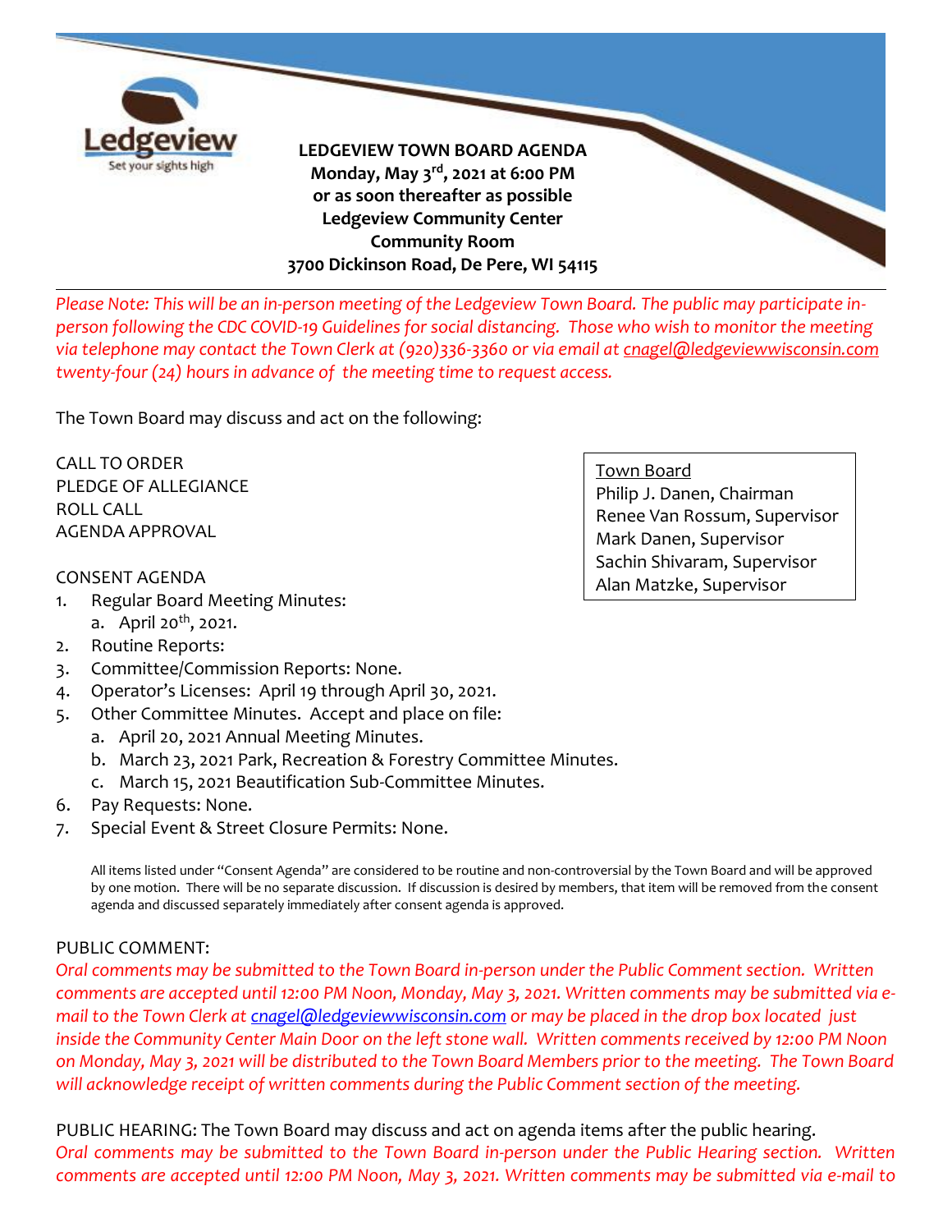Ledgeview
Set your sights high

# LEDGEVIEW TOWN BOARD AGENDA

**Monday, May 3rd, 2021 at 6:00 PM**
**or as soon thereafter as possible**
**Ledgeview Community Center**
**Community Room**
**3700 Dickinson Road, De Pere, WI 54115**

*Please Note: This will be an in-person meeting of the Ledgeview Town Board. The public may participate in-person following the CDC COVID-19 Guidelines for social distancing. Those who wish to monitor the meeting via telephone may contact the Town Clerk at (920)336-3360 or via email at cnagel@ledgeviewwisconsin.com twenty-four (24) hours in advance of the meeting time to request access.*

The Town Board may discuss and act on the following:

**Town Board**
Philip J. Danen, Chairman
Renee Van Rossum, Supervisor
Mark Danen, Supervisor
Sachin Shivaram, Supervisor
Alan Matzke, Supervisor

CALL TO ORDER
PLEDGE OF ALLEGIANCE
ROLL CALL
AGENDA APPROVAL

CONSENT AGENDA

1. Regular Board Meeting Minutes:
   a. April 20th, 2021.
2. Routine Reports:
3. Committee/Commission Reports: None.
4. Operator's Licenses: April 19 through April 30, 2021.
5. Other Committee Minutes. Accept and place on file:
   a. April 20, 2021 Annual Meeting Minutes.
   b. March 23, 2021 Park, Recreation & Forestry Committee Minutes.
   c. March 15, 2021 Beautification Sub-Committee Minutes.
6. Pay Requests: None.
7. Special Event & Street Closure Permits: None.

All items listed under "Consent Agenda" are considered to be routine and non-controversial by the Town Board and will be approved by one motion. There will be no separate discussion. If discussion is desired by members, that item will be removed from the consent agenda and discussed separately immediately after consent agenda is approved.

PUBLIC COMMENT:
*Oral comments may be submitted to the Town Board in-person under the Public Comment section. Written comments are accepted until 12:00 PM Noon, Monday, May 3, 2021. Written comments may be submitted via e-mail to the Town Clerk at cnagel@ledgeviewwisconsin.com or may be placed in the drop box located just inside the Community Center Main Door on the left stone wall. Written comments received by 12:00 PM Noon on Monday, May 3, 2021 will be distributed to the Town Board Members prior to the meeting. The Town Board will acknowledge receipt of written comments during the Public Comment section of the meeting.*

PUBLIC HEARING: The Town Board may discuss and act on agenda items after the public hearing.
*Oral comments may be submitted to the Town Board in-person under the Public Hearing section. Written comments are accepted until 12:00 PM Noon, May 3, 2021. Written comments may be submitted via e-mail to*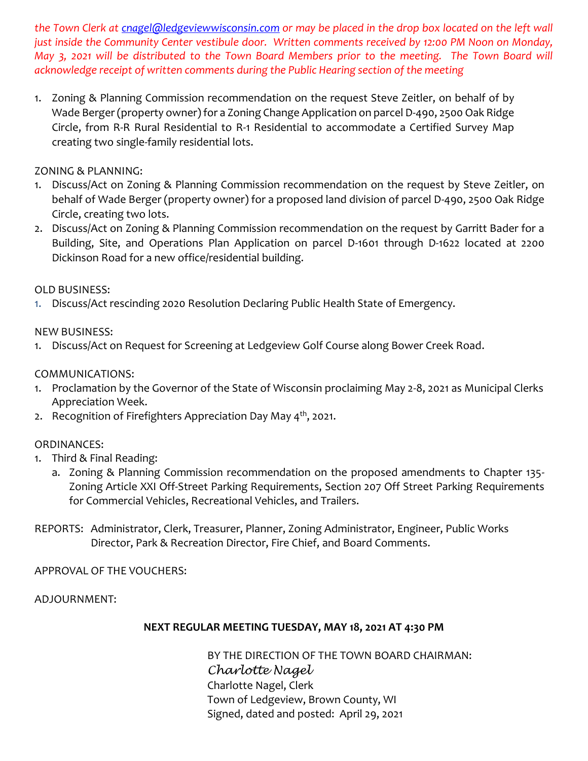*the Town Clerk at [cnagel@ledgeviewwisconsin.com](mailto:cnagel@ledgeviewwisconsin.com) or may be placed in the drop box located on the left wall just inside the Community Center vestibule door. Written comments received by 12:00 PM Noon on Monday, May 3, 2021 will be distributed to the Town Board Members prior to the meeting. The Town Board will acknowledge receipt of written comments during the Public Hearing section of the meeting*

1. Zoning & Planning Commission recommendation on the request Steve Zeitler, on behalf of by Wade Berger (property owner) for a Zoning Change Application on parcel D-490, 2500 Oak Ridge Circle, from R-R Rural Residential to R-1 Residential to accommodate a Certified Survey Map creating two single-family residential lots.

ZONING & PLANNING:

1. Discuss/Act on Zoning & Planning Commission recommendation on the request by Steve Zeitler, on behalf of Wade Berger (property owner) for a proposed land division of parcel D-490, 2500 Oak Ridge Circle, creating two lots.
2. Discuss/Act on Zoning & Planning Commission recommendation on the request by Garritt Bader for a Building, Site, and Operations Plan Application on parcel D-1601 through D-1622 located at 2200 Dickinson Road for a new office/residential building.

OLD BUSINESS:

1. Discuss/Act rescinding 2020 Resolution Declaring Public Health State of Emergency.

NEW BUSINESS:

1. Discuss/Act on Request for Screening at Ledgeview Golf Course along Bower Creek Road.

COMMUNICATIONS:

1. Proclamation by the Governor of the State of Wisconsin proclaiming May 2-8, 2021 as Municipal Clerks Appreciation Week.
2. Recognition of Firefighters Appreciation Day May 4th, 2021.

ORDINANCES:

1. Third & Final Reading:
   a. Zoning & Planning Commission recommendation on the proposed amendments to Chapter 135- Zoning Article XXI Off-Street Parking Requirements, Section 207 Off Street Parking Requirements for Commercial Vehicles, Recreational Vehicles, and Trailers.

REPORTS: Administrator, Clerk, Treasurer, Planner, Zoning Administrator, Engineer, Public Works Director, Park & Recreation Director, Fire Chief, and Board Comments.

APPROVAL OF THE VOUCHERS:

ADJOURNMENT:

**NEXT REGULAR MEETING TUESDAY, MAY 18, 2021 AT 4:30 PM**

BY THE DIRECTION OF THE TOWN BOARD CHAIRMAN:
*Charlotte Nagel*
Charlotte Nagel, Clerk
Town of Ledgeview, Brown County, WI
Signed, dated and posted: April 29, 2021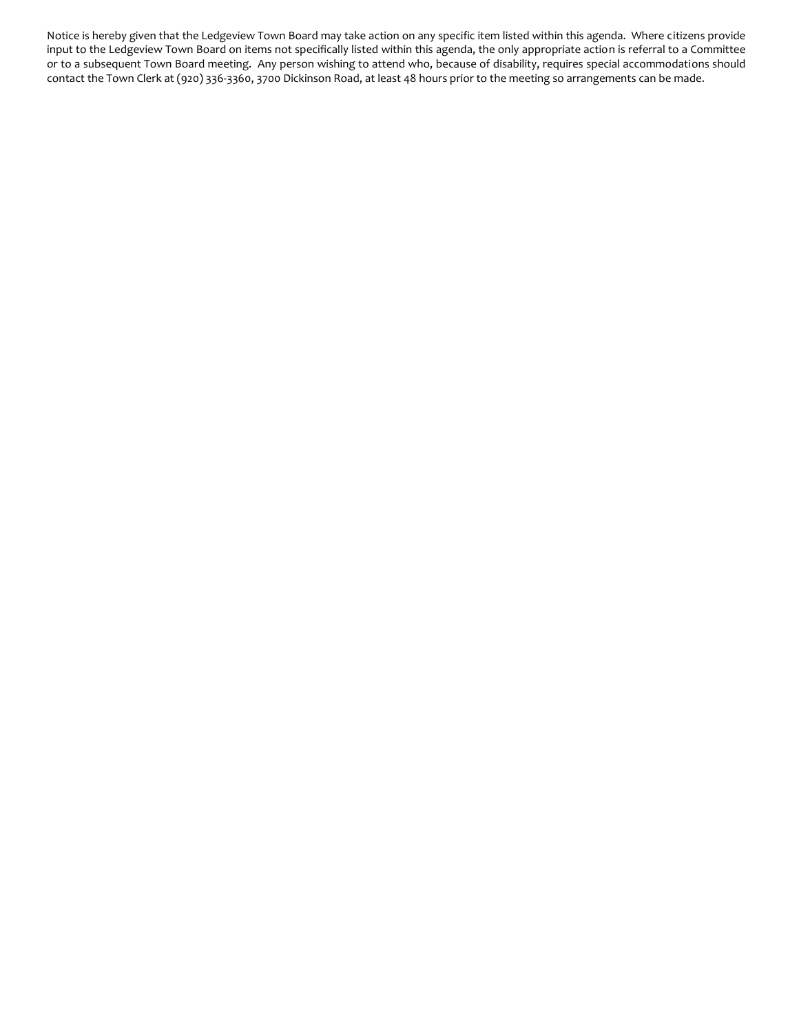Notice is hereby given that the Ledgeview Town Board may take action on any specific item listed within this agenda. Where citizens provide input to the Ledgeview Town Board on items not specifically listed within this agenda, the only appropriate action is referral to a Committee or to a subsequent Town Board meeting. Any person wishing to attend who, because of disability, requires special accommodations should contact the Town Clerk at (920) 336-3360, 3700 Dickinson Road, at least 48 hours prior to the meeting so arrangements can be made.